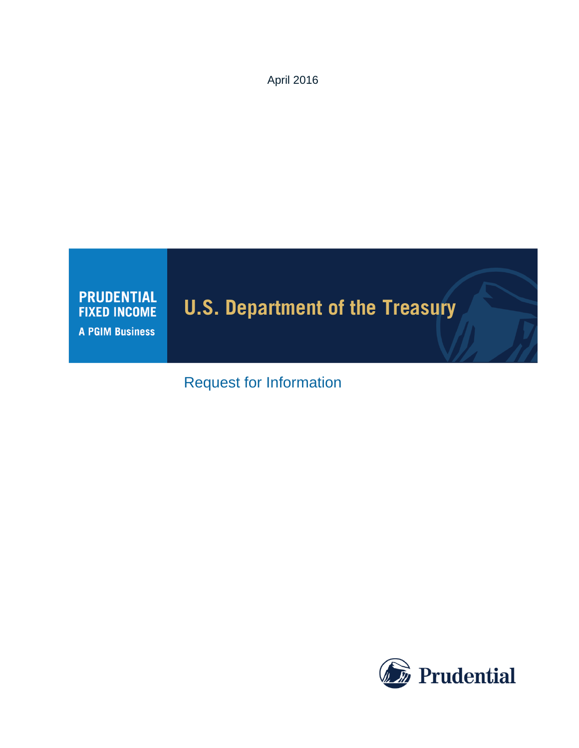April 2016

**PRUDENTIAL FIXED INCOME**
**A PGIM Business**

# U.S. Department of the Treasury

## Request for Information

Prudential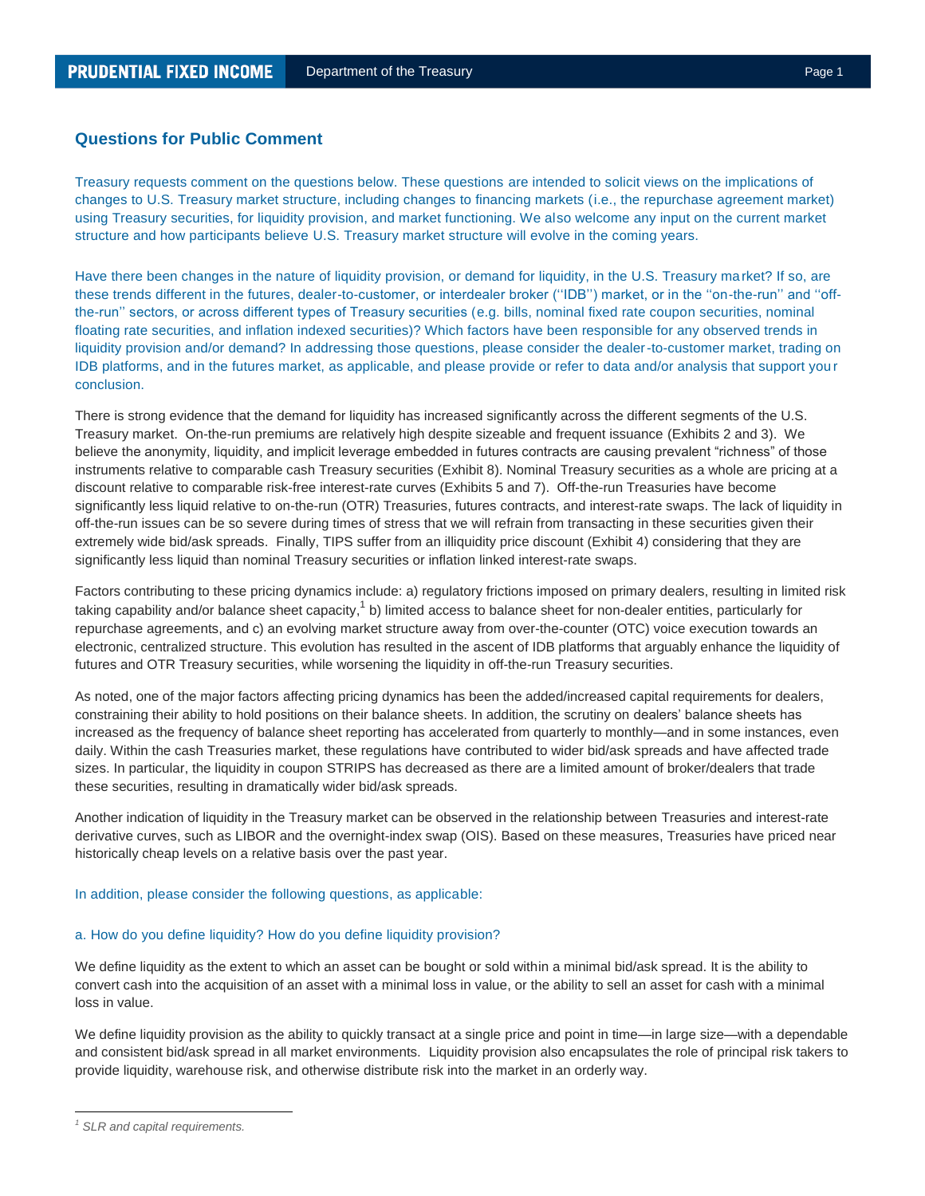## Questions for Public Comment

Treasury requests comment on the questions below. These questions are intended to solicit views on the implications of changes to U.S. Treasury market structure, including changes to financing markets (i.e., the repurchase agreement market) using Treasury securities, for liquidity provision, and market functioning. We also welcome any input on the current market structure and how participants believe U.S. Treasury market structure will evolve in the coming years.

Have there been changes in the nature of liquidity provision, or demand for liquidity, in the U.S. Treasury market? If so, are these trends different in the futures, dealer-to-customer, or interdealer broker (''IDB'') market, or in the ''on-the-run'' and ''off-the-run'' sectors, or across different types of Treasury securities (e.g. bills, nominal fixed rate coupon securities, nominal floating rate securities, and inflation indexed securities)? Which factors have been responsible for any observed trends in liquidity provision and/or demand? In addressing those questions, please consider the dealer-to-customer market, trading on IDB platforms, and in the futures market, as applicable, and please provide or refer to data and/or analysis that support your conclusion.

There is strong evidence that the demand for liquidity has increased significantly across the different segments of the U.S. Treasury market. On-the-run premiums are relatively high despite sizeable and frequent issuance (Exhibits 2 and 3). We believe the anonymity, liquidity, and implicit leverage embedded in futures contracts are causing prevalent "richness" of those instruments relative to comparable cash Treasury securities (Exhibit 8). Nominal Treasury securities as a whole are pricing at a discount relative to comparable risk-free interest-rate curves (Exhibits 5 and 7). Off-the-run Treasuries have become significantly less liquid relative to on-the-run (OTR) Treasuries, futures contracts, and interest-rate swaps. The lack of liquidity in off-the-run issues can be so severe during times of stress that we will refrain from transacting in these securities given their extremely wide bid/ask spreads. Finally, TIPS suffer from an illiquidity price discount (Exhibit 4) considering that they are significantly less liquid than nominal Treasury securities or inflation linked interest-rate swaps.

Factors contributing to these pricing dynamics include: a) regulatory frictions imposed on primary dealers, resulting in limited risk taking capability and/or balance sheet capacity,[1] b) limited access to balance sheet for non-dealer entities, particularly for repurchase agreements, and c) an evolving market structure away from over-the-counter (OTC) voice execution towards an electronic, centralized structure. This evolution has resulted in the ascent of IDB platforms that arguably enhance the liquidity of futures and OTR Treasury securities, while worsening the liquidity in off-the-run Treasury securities.

As noted, one of the major factors affecting pricing dynamics has been the added/increased capital requirements for dealers, constraining their ability to hold positions on their balance sheets. In addition, the scrutiny on dealers' balance sheets has increased as the frequency of balance sheet reporting has accelerated from quarterly to monthly—and in some instances, even daily. Within the cash Treasuries market, these regulations have contributed to wider bid/ask spreads and have affected trade sizes. In particular, the liquidity in coupon STRIPS has decreased as there are a limited amount of broker/dealers that trade these securities, resulting in dramatically wider bid/ask spreads.

Another indication of liquidity in the Treasury market can be observed in the relationship between Treasuries and interest-rate derivative curves, such as LIBOR and the overnight-index swap (OIS). Based on these measures, Treasuries have priced near historically cheap levels on a relative basis over the past year.

In addition, please consider the following questions, as applicable:

### a. How do you define liquidity? How do you define liquidity provision?

We define liquidity as the extent to which an asset can be bought or sold within a minimal bid/ask spread. It is the ability to convert cash into the acquisition of an asset with a minimal loss in value, or the ability to sell an asset for cash with a minimal loss in value.

We define liquidity provision as the ability to quickly transact at a single price and point in time—in large size—with a dependable and consistent bid/ask spread in all market environments. Liquidity provision also encapsulates the role of principal risk takers to provide liquidity, warehouse risk, and otherwise distribute risk into the market in an orderly way.

---

[1] *SLR and capital requirements.*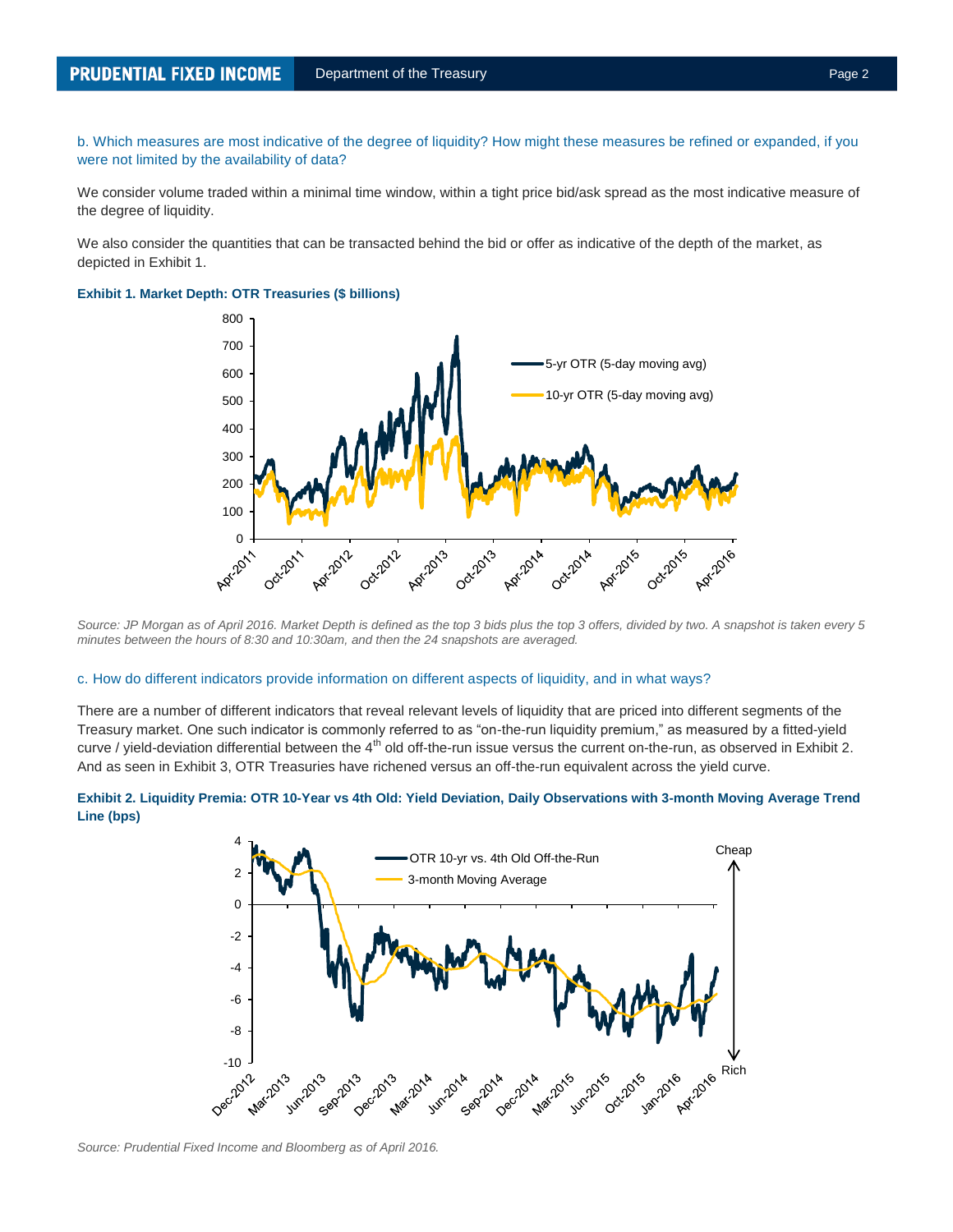b. Which measures are most indicative of the degree of liquidity? How might these measures be refined or expanded, if you were not limited by the availability of data?

We consider volume traded within a minimal time window, within a tight price bid/ask spread as the most indicative measure of the degree of liquidity.

We also consider the quantities that can be transacted behind the bid or offer as indicative of the depth of the market, as depicted in Exhibit 1.

**Exhibit 1. Market Depth: OTR Treasuries ($ billions)**

*Source: JP Morgan as of April 2016. Market Depth is defined as the top 3 bids plus the top 3 offers, divided by two. A snapshot is taken every 5 minutes between the hours of 8:30 and 10:30am, and then the 24 snapshots are averaged.*

c. How do different indicators provide information on different aspects of liquidity, and in what ways?

There are a number of different indicators that reveal relevant levels of liquidity that are priced into different segments of the Treasury market. One such indicator is commonly referred to as "on-the-run liquidity premium," as measured by a fitted-yield curve / yield-deviation differential between the 4th old off-the-run issue versus the current on-the-run, as observed in Exhibit 2. And as seen in Exhibit 3, OTR Treasuries have richened versus an off-the-run equivalent across the yield curve.

**Exhibit 2. Liquidity Premia: OTR 10-Year vs 4th Old: Yield Deviation, Daily Observations with 3-month Moving Average Trend Line (bps)**

*Source: Prudential Fixed Income and Bloomberg as of April 2016.*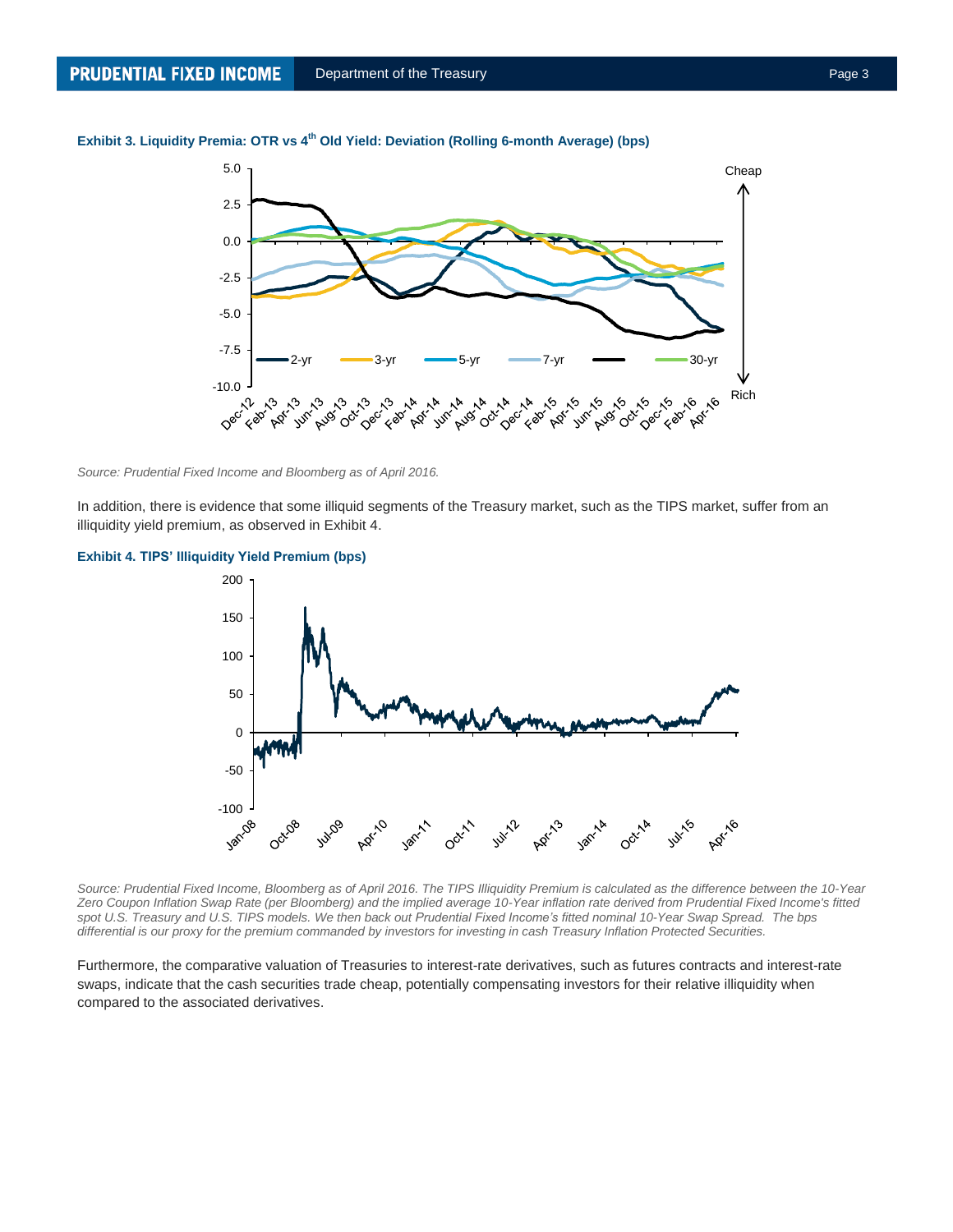**Exhibit 3. Liquidity Premia: OTR vs 4th Old Yield: Deviation (Rolling 6-month Average) (bps)**

*Source: Prudential Fixed Income and Bloomberg as of April 2016.*

In addition, there is evidence that some illiquid segments of the Treasury market, such as the TIPS market, suffer from an illiquidity yield premium, as observed in Exhibit 4.

**Exhibit 4. TIPS' Illiquidity Yield Premium (bps)**

*Source: Prudential Fixed Income, Bloomberg as of April 2016. The TIPS Illiquidity Premium is calculated as the difference between the 10-Year Zero Coupon Inflation Swap Rate (per Bloomberg) and the implied average 10-Year inflation rate derived from Prudential Fixed Income's fitted spot U.S. Treasury and U.S. TIPS models. We then back out Prudential Fixed Income's fitted nominal 10-Year Swap Spread. The bps differential is our proxy for the premium commanded by investors for investing in cash Treasury Inflation Protected Securities.*

Furthermore, the comparative valuation of Treasuries to interest-rate derivatives, such as futures contracts and interest-rate swaps, indicate that the cash securities trade cheap, potentially compensating investors for their relative illiquidity when compared to the associated derivatives.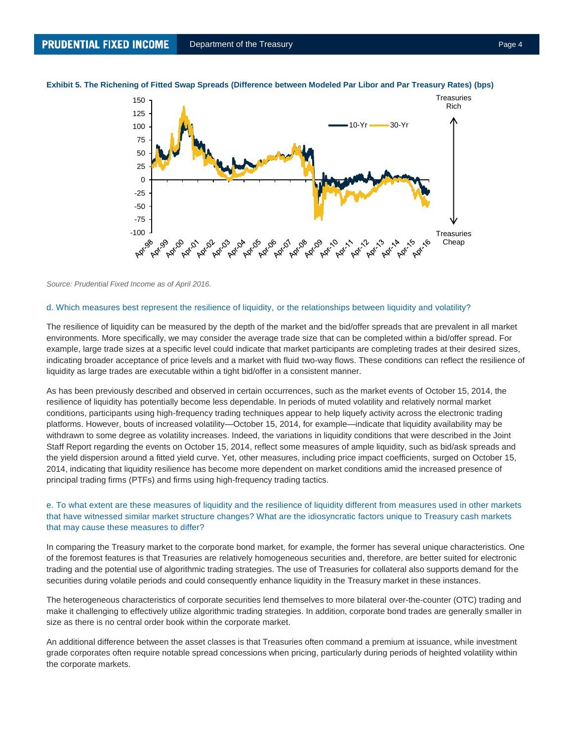**Exhibit 5. The Richening of Fitted Swap Spreads (Difference between Modeled Par Libor and Par Treasury Rates) (bps)**

*Source: Prudential Fixed Income as of April 2016.*

d. Which measures best represent the resilience of liquidity, or the relationships between liquidity and volatility?

The resilience of liquidity can be measured by the depth of the market and the bid/offer spreads that are prevalent in all market environments. More specifically, we may consider the average trade size that can be completed within a bid/offer spread. For example, large trade sizes at a specific level could indicate that market participants are completing trades at their desired sizes, indicating broader acceptance of price levels and a market with fluid two-way flows. These conditions can reflect the resilience of liquidity as large trades are executable within a tight bid/offer in a consistent manner.

As has been previously described and observed in certain occurrences, such as the market events of October 15, 2014, the resilience of liquidity has potentially become less dependable. In periods of muted volatility and relatively normal market conditions, participants using high-frequency trading techniques appear to help liquefy activity across the electronic trading platforms. However, bouts of increased volatility—October 15, 2014, for example—indicate that liquidity availability may be withdrawn to some degree as volatility increases. Indeed, the variations in liquidity conditions that were described in the Joint Staff Report regarding the events on October 15, 2014, reflect some measures of ample liquidity, such as bid/ask spreads and the yield dispersion around a fitted yield curve. Yet, other measures, including price impact coefficients, surged on October 15, 2014, indicating that liquidity resilience has become more dependent on market conditions amid the increased presence of principal trading firms (PTFs) and firms using high-frequency trading tactics.

e. To what extent are these measures of liquidity and the resilience of liquidity different from measures used in other markets that have witnessed similar market structure changes? What are the idiosyncratic factors unique to Treasury cash markets that may cause these measures to differ?

In comparing the Treasury market to the corporate bond market, for example, the former has several unique characteristics. One of the foremost features is that Treasuries are relatively homogeneous securities and, therefore, are better suited for electronic trading and the potential use of algorithmic trading strategies. The use of Treasuries for collateral also supports demand for the securities during volatile periods and could consequently enhance liquidity in the Treasury market in these instances.

The heterogeneous characteristics of corporate securities lend themselves to more bilateral over-the-counter (OTC) trading and make it challenging to effectively utilize algorithmic trading strategies. In addition, corporate bond trades are generally smaller in size as there is no central order book within the corporate market.

An additional difference between the asset classes is that Treasuries often command a premium at issuance, while investment grade corporates often require notable spread concessions when pricing, particularly during periods of heighted volatility within the corporate markets.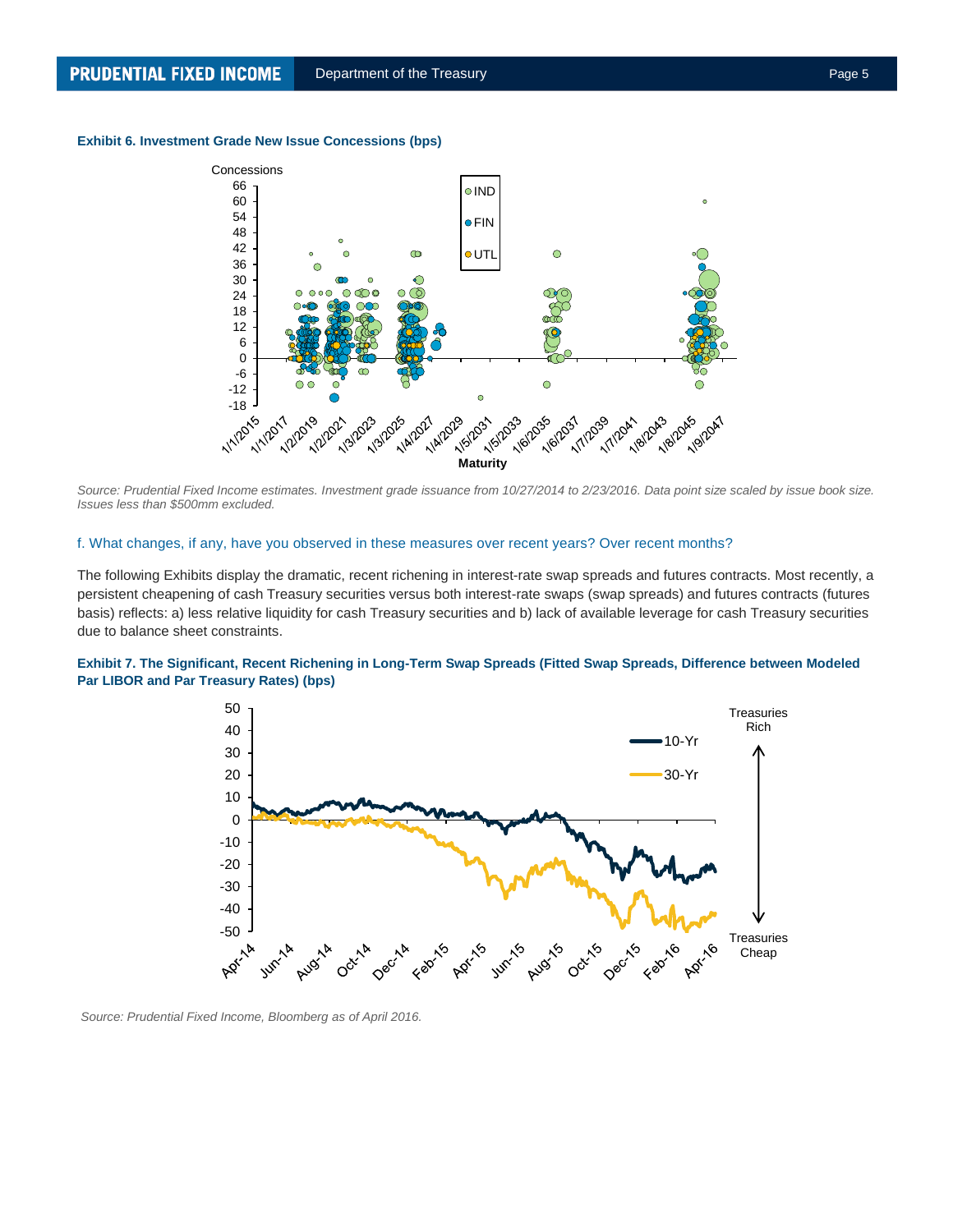**Exhibit 6. Investment Grade New Issue Concessions (bps)**

*Source: Prudential Fixed Income estimates. Investment grade issuance from 10/27/2014 to 2/23/2016. Data point size scaled by issue book size. Issues less than $500mm excluded.*

f. What changes, if any, have you observed in these measures over recent years? Over recent months?

The following Exhibits display the dramatic, recent richening in interest-rate swap spreads and futures contracts. Most recently, a persistent cheapening of cash Treasury securities versus both interest-rate swaps (swap spreads) and futures contracts (futures basis) reflects: a) less relative liquidity for cash Treasury securities and b) lack of available leverage for cash Treasury securities due to balance sheet constraints.

**Exhibit 7. The Significant, Recent Richening in Long-Term Swap Spreads (Fitted Swap Spreads, Difference between Modeled Par LIBOR and Par Treasury Rates) (bps)**

*Source: Prudential Fixed Income, Bloomberg as of April 2016.*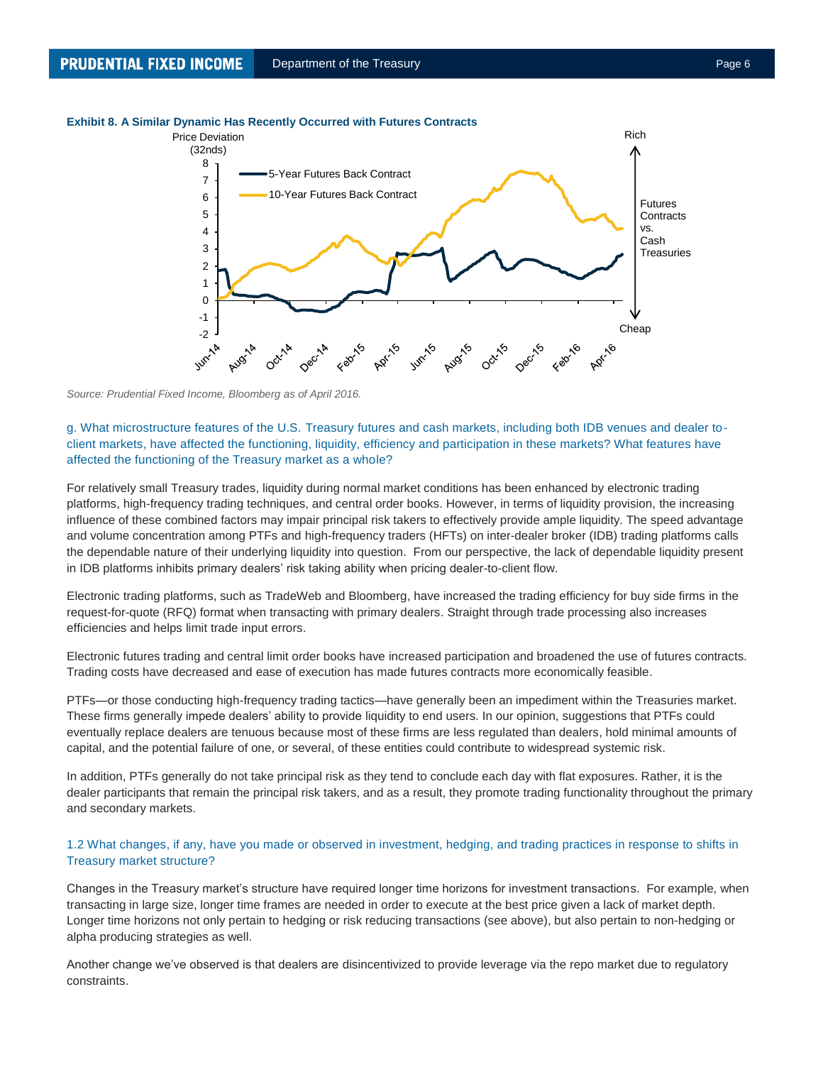**Exhibit 8. A Similar Dynamic Has Recently Occurred with Futures Contracts**

*Source: Prudential Fixed Income, Bloomberg as of April 2016.*

g. What microstructure features of the U.S. Treasury futures and cash markets, including both IDB venues and dealer to-client markets, have affected the functioning, liquidity, efficiency and participation in these markets? What features have affected the functioning of the Treasury market as a whole?

For relatively small Treasury trades, liquidity during normal market conditions has been enhanced by electronic trading platforms, high-frequency trading techniques, and central order books. However, in terms of liquidity provision, the increasing influence of these combined factors may impair principal risk takers to effectively provide ample liquidity. The speed advantage and volume concentration among PTFs and high-frequency traders (HFTs) on inter-dealer broker (IDB) trading platforms calls the dependable nature of their underlying liquidity into question. From our perspective, the lack of dependable liquidity present in IDB platforms inhibits primary dealers' risk taking ability when pricing dealer-to-client flow.

Electronic trading platforms, such as TradeWeb and Bloomberg, have increased the trading efficiency for buy side firms in the request-for-quote (RFQ) format when transacting with primary dealers. Straight through trade processing also increases efficiencies and helps limit trade input errors.

Electronic futures trading and central limit order books have increased participation and broadened the use of futures contracts. Trading costs have decreased and ease of execution has made futures contracts more economically feasible.

PTFs—or those conducting high-frequency trading tactics—have generally been an impediment within the Treasuries market. These firms generally impede dealers' ability to provide liquidity to end users. In our opinion, suggestions that PTFs could eventually replace dealers are tenuous because most of these firms are less regulated than dealers, hold minimal amounts of capital, and the potential failure of one, or several, of these entities could contribute to widespread systemic risk.

In addition, PTFs generally do not take principal risk as they tend to conclude each day with flat exposures. Rather, it is the dealer participants that remain the principal risk takers, and as a result, they promote trading functionality throughout the primary and secondary markets.

1.2 What changes, if any, have you made or observed in investment, hedging, and trading practices in response to shifts in Treasury market structure?

Changes in the Treasury market's structure have required longer time horizons for investment transactions. For example, when transacting in large size, longer time frames are needed in order to execute at the best price given a lack of market depth. Longer time horizons not only pertain to hedging or risk reducing transactions (see above), but also pertain to non-hedging or alpha producing strategies as well.

Another change we've observed is that dealers are disincentivized to provide leverage via the repo market due to regulatory constraints.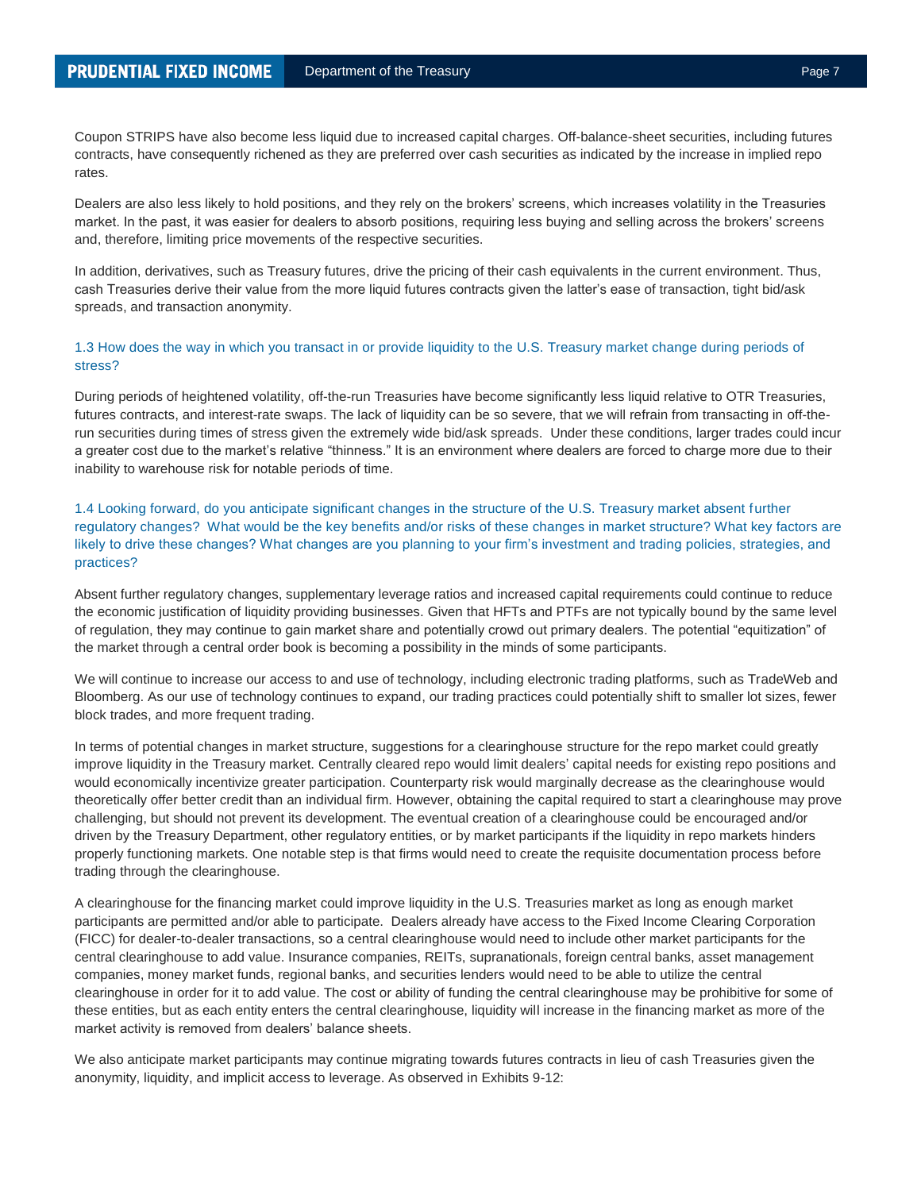Coupon STRIPS have also become less liquid due to increased capital charges. Off-balance-sheet securities, including futures contracts, have consequently richened as they are preferred over cash securities as indicated by the increase in implied repo rates.

Dealers are also less likely to hold positions, and they rely on the brokers' screens, which increases volatility in the Treasuries market. In the past, it was easier for dealers to absorb positions, requiring less buying and selling across the brokers' screens and, therefore, limiting price movements of the respective securities.

In addition, derivatives, such as Treasury futures, drive the pricing of their cash equivalents in the current environment. Thus, cash Treasuries derive their value from the more liquid futures contracts given the latter's ease of transaction, tight bid/ask spreads, and transaction anonymity.

### 1.3 How does the way in which you transact in or provide liquidity to the U.S. Treasury market change during periods of stress?

During periods of heightened volatility, off-the-run Treasuries have become significantly less liquid relative to OTR Treasuries, futures contracts, and interest-rate swaps. The lack of liquidity can be so severe, that we will refrain from transacting in off-the-run securities during times of stress given the extremely wide bid/ask spreads. Under these conditions, larger trades could incur a greater cost due to the market's relative "thinness." It is an environment where dealers are forced to charge more due to their inability to warehouse risk for notable periods of time.

### 1.4 Looking forward, do you anticipate significant changes in the structure of the U.S. Treasury market absent further regulatory changes? What would be the key benefits and/or risks of these changes in market structure? What key factors are likely to drive these changes? What changes are you planning to your firm's investment and trading policies, strategies, and practices?

Absent further regulatory changes, supplementary leverage ratios and increased capital requirements could continue to reduce the economic justification of liquidity providing businesses. Given that HFTs and PTFs are not typically bound by the same level of regulation, they may continue to gain market share and potentially crowd out primary dealers. The potential "equitization" of the market through a central order book is becoming a possibility in the minds of some participants.

We will continue to increase our access to and use of technology, including electronic trading platforms, such as TradeWeb and Bloomberg. As our use of technology continues to expand, our trading practices could potentially shift to smaller lot sizes, fewer block trades, and more frequent trading.

In terms of potential changes in market structure, suggestions for a clearinghouse structure for the repo market could greatly improve liquidity in the Treasury market. Centrally cleared repo would limit dealers' capital needs for existing repo positions and would economically incentivize greater participation. Counterparty risk would marginally decrease as the clearinghouse would theoretically offer better credit than an individual firm. However, obtaining the capital required to start a clearinghouse may prove challenging, but should not prevent its development. The eventual creation of a clearinghouse could be encouraged and/or driven by the Treasury Department, other regulatory entities, or by market participants if the liquidity in repo markets hinders properly functioning markets. One notable step is that firms would need to create the requisite documentation process before trading through the clearinghouse.

A clearinghouse for the financing market could improve liquidity in the U.S. Treasuries market as long as enough market participants are permitted and/or able to participate. Dealers already have access to the Fixed Income Clearing Corporation (FICC) for dealer-to-dealer transactions, so a central clearinghouse would need to include other market participants for the central clearinghouse to add value. Insurance companies, REITs, supranationals, foreign central banks, asset management companies, money market funds, regional banks, and securities lenders would need to be able to utilize the central clearinghouse in order for it to add value. The cost or ability of funding the central clearinghouse may be prohibitive for some of these entities, but as each entity enters the central clearinghouse, liquidity will increase in the financing market as more of the market activity is removed from dealers' balance sheets.

We also anticipate market participants may continue migrating towards futures contracts in lieu of cash Treasuries given the anonymity, liquidity, and implicit access to leverage. As observed in Exhibits 9-12: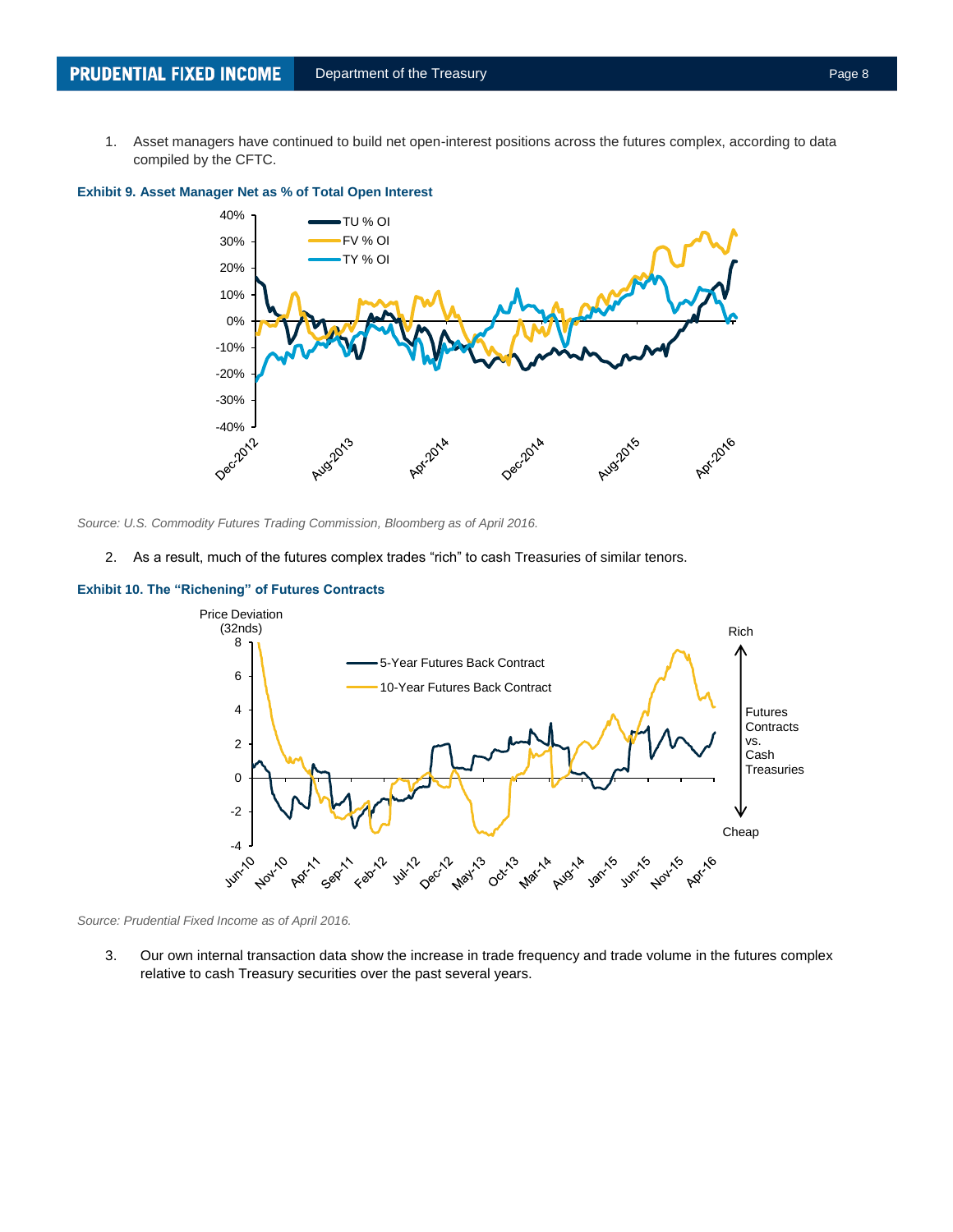1. Asset managers have continued to build net open-interest positions across the futures complex, according to data compiled by the CFTC.

**Exhibit 9. Asset Manager Net as % of Total Open Interest**

*Source: U.S. Commodity Futures Trading Commission, Bloomberg as of April 2016.*

2. As a result, much of the futures complex trades "rich" to cash Treasuries of similar tenors.

**Exhibit 10. The "Richening" of Futures Contracts**

*Source: Prudential Fixed Income as of April 2016.*

3. Our own internal transaction data show the increase in trade frequency and trade volume in the futures complex relative to cash Treasury securities over the past several years.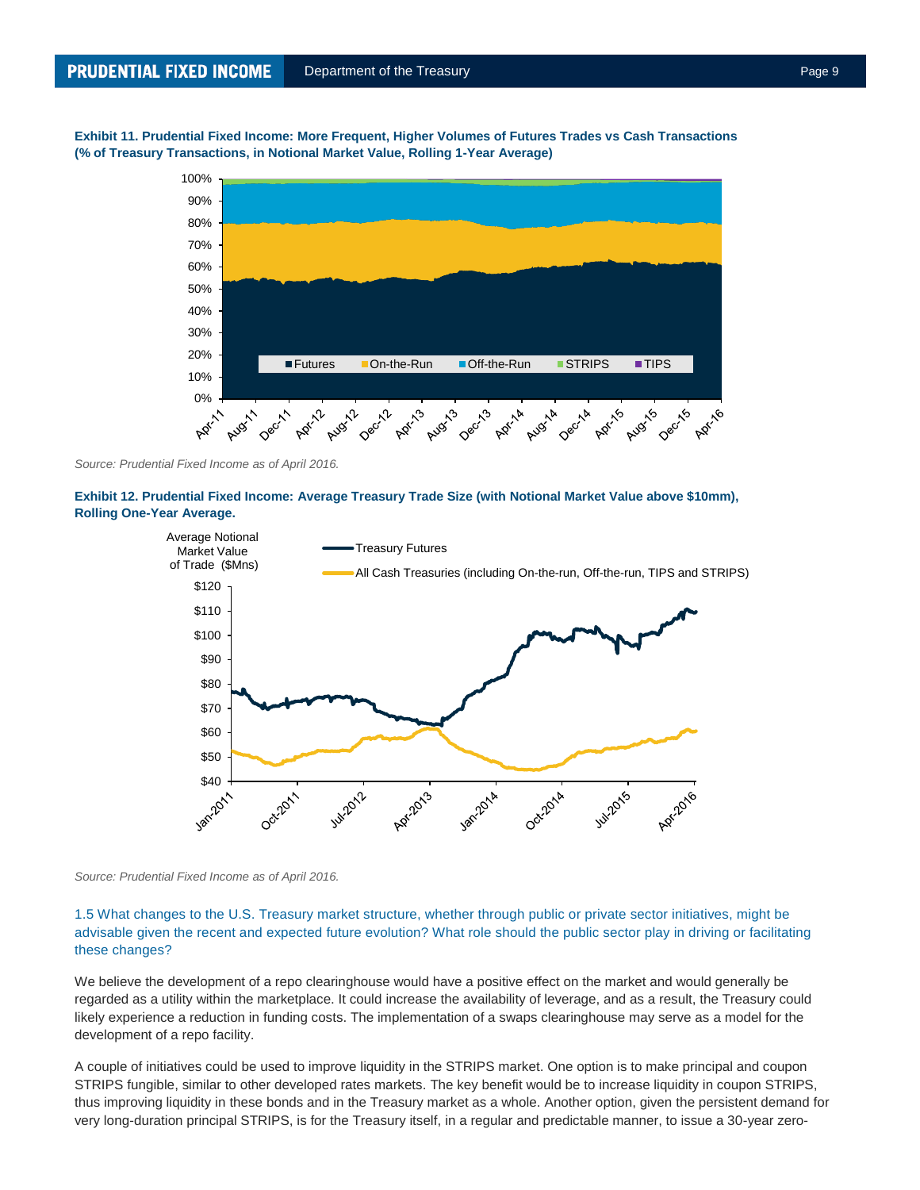**Exhibit 11. Prudential Fixed Income: More Frequent, Higher Volumes of Futures Trades vs Cash Transactions (% of Treasury Transactions, in Notional Market Value, Rolling 1-Year Average)**

*Source: Prudential Fixed Income as of April 2016.*

**Exhibit 12. Prudential Fixed Income: Average Treasury Trade Size (with Notional Market Value above $10mm), Rolling One-Year Average.**

*Source: Prudential Fixed Income as of April 2016.*

### 1.5 What changes to the U.S. Treasury market structure, whether through public or private sector initiatives, might be advisable given the recent and expected future evolution? What role should the public sector play in driving or facilitating these changes?

We believe the development of a repo clearinghouse would have a positive effect on the market and would generally be regarded as a utility within the marketplace. It could increase the availability of leverage, and as a result, the Treasury could likely experience a reduction in funding costs. The implementation of a swaps clearinghouse may serve as a model for the development of a repo facility.

A couple of initiatives could be used to improve liquidity in the STRIPS market. One option is to make principal and coupon STRIPS fungible, similar to other developed rates markets. The key benefit would be to increase liquidity in coupon STRIPS, thus improving liquidity in these bonds and in the Treasury market as a whole. Another option, given the persistent demand for very long-duration principal STRIPS, is for the Treasury itself, in a regular and predictable manner, to issue a 30-year zero-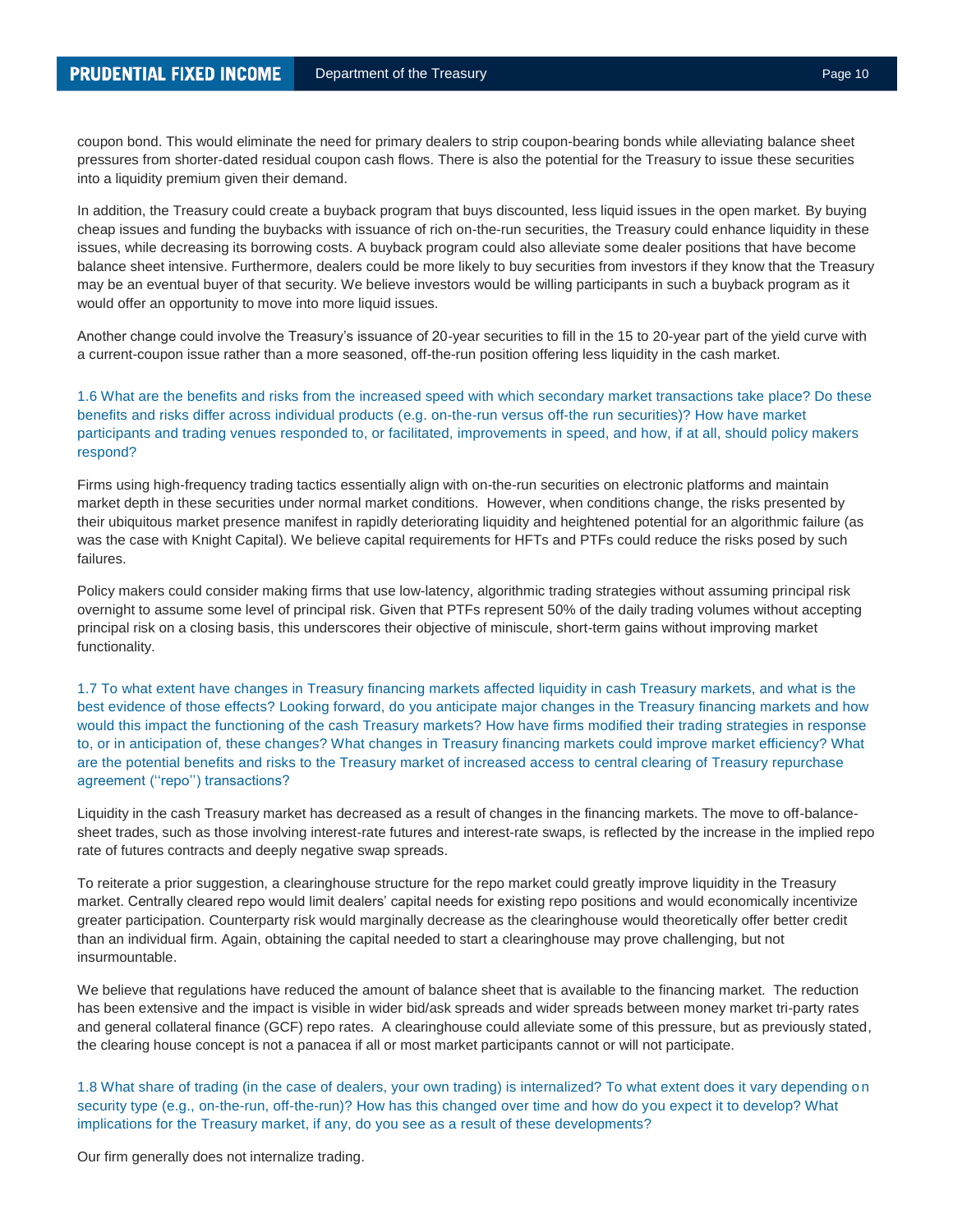coupon bond. This would eliminate the need for primary dealers to strip coupon-bearing bonds while alleviating balance sheet pressures from shorter-dated residual coupon cash flows. There is also the potential for the Treasury to issue these securities into a liquidity premium given their demand.

In addition, the Treasury could create a buyback program that buys discounted, less liquid issues in the open market. By buying cheap issues and funding the buybacks with issuance of rich on-the-run securities, the Treasury could enhance liquidity in these issues, while decreasing its borrowing costs. A buyback program could also alleviate some dealer positions that have become balance sheet intensive. Furthermore, dealers could be more likely to buy securities from investors if they know that the Treasury may be an eventual buyer of that security. We believe investors would be willing participants in such a buyback program as it would offer an opportunity to move into more liquid issues.

Another change could involve the Treasury's issuance of 20-year securities to fill in the 15 to 20-year part of the yield curve with a current-coupon issue rather than a more seasoned, off-the-run position offering less liquidity in the cash market.

1.6 What are the benefits and risks from the increased speed with which secondary market transactions take place? Do these benefits and risks differ across individual products (e.g. on-the-run versus off-the run securities)? How have market participants and trading venues responded to, or facilitated, improvements in speed, and how, if at all, should policy makers respond?

Firms using high-frequency trading tactics essentially align with on-the-run securities on electronic platforms and maintain market depth in these securities under normal market conditions. However, when conditions change, the risks presented by their ubiquitous market presence manifest in rapidly deteriorating liquidity and heightened potential for an algorithmic failure (as was the case with Knight Capital). We believe capital requirements for HFTs and PTFs could reduce the risks posed by such failures.

Policy makers could consider making firms that use low-latency, algorithmic trading strategies without assuming principal risk overnight to assume some level of principal risk. Given that PTFs represent 50% of the daily trading volumes without accepting principal risk on a closing basis, this underscores their objective of miniscule, short-term gains without improving market functionality.

1.7 To what extent have changes in Treasury financing markets affected liquidity in cash Treasury markets, and what is the best evidence of those effects? Looking forward, do you anticipate major changes in the Treasury financing markets and how would this impact the functioning of the cash Treasury markets? How have firms modified their trading strategies in response to, or in anticipation of, these changes? What changes in Treasury financing markets could improve market efficiency? What are the potential benefits and risks to the Treasury market of increased access to central clearing of Treasury repurchase agreement (''repo'') transactions?

Liquidity in the cash Treasury market has decreased as a result of changes in the financing markets. The move to off-balance-sheet trades, such as those involving interest-rate futures and interest-rate swaps, is reflected by the increase in the implied repo rate of futures contracts and deeply negative swap spreads.

To reiterate a prior suggestion, a clearinghouse structure for the repo market could greatly improve liquidity in the Treasury market. Centrally cleared repo would limit dealers' capital needs for existing repo positions and would economically incentivize greater participation. Counterparty risk would marginally decrease as the clearinghouse would theoretically offer better credit than an individual firm. Again, obtaining the capital needed to start a clearinghouse may prove challenging, but not insurmountable.

We believe that regulations have reduced the amount of balance sheet that is available to the financing market. The reduction has been extensive and the impact is visible in wider bid/ask spreads and wider spreads between money market tri-party rates and general collateral finance (GCF) repo rates. A clearinghouse could alleviate some of this pressure, but as previously stated, the clearing house concept is not a panacea if all or most market participants cannot or will not participate.

1.8 What share of trading (in the case of dealers, your own trading) is internalized? To what extent does it vary depending on security type (e.g., on-the-run, off-the-run)? How has this changed over time and how do you expect it to develop? What implications for the Treasury market, if any, do you see as a result of these developments?

Our firm generally does not internalize trading.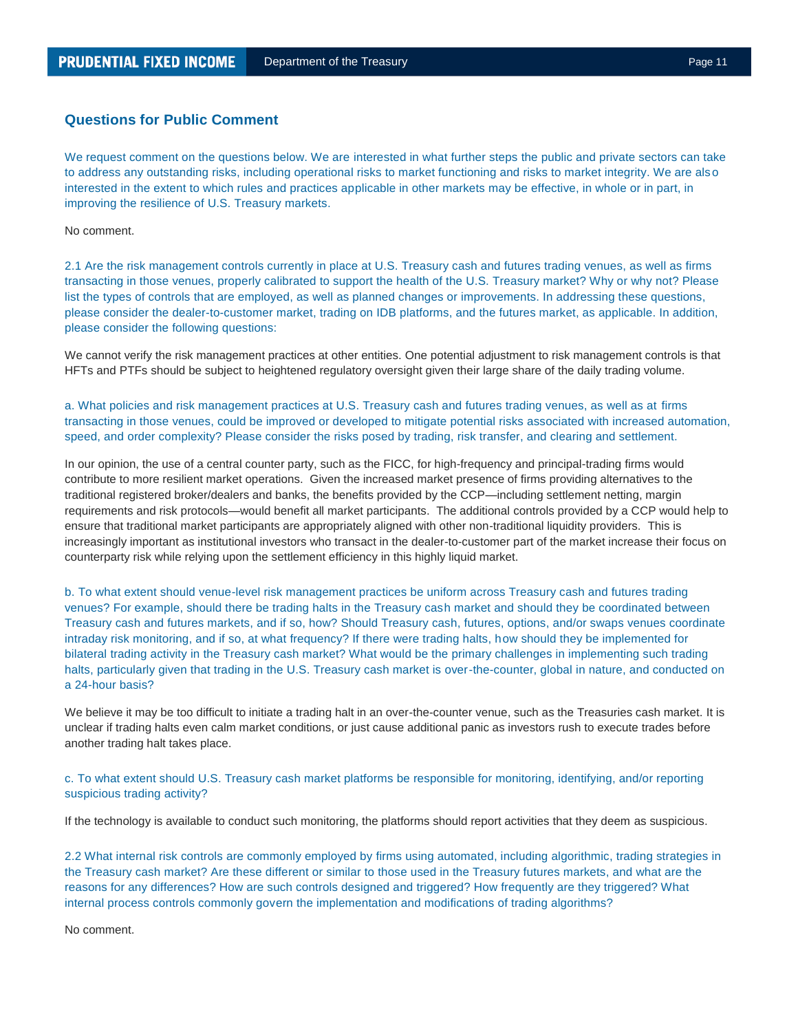## Questions for Public Comment

We request comment on the questions below. We are interested in what further steps the public and private sectors can take to address any outstanding risks, including operational risks to market functioning and risks to market integrity. We are also interested in the extent to which rules and practices applicable in other markets may be effective, in whole or in part, in improving the resilience of U.S. Treasury markets.

No comment.

2.1 Are the risk management controls currently in place at U.S. Treasury cash and futures trading venues, as well as firms transacting in those venues, properly calibrated to support the health of the U.S. Treasury market? Why or why not? Please list the types of controls that are employed, as well as planned changes or improvements. In addressing these questions, please consider the dealer-to-customer market, trading on IDB platforms, and the futures market, as applicable. In addition, please consider the following questions:

We cannot verify the risk management practices at other entities. One potential adjustment to risk management controls is that HFTs and PTFs should be subject to heightened regulatory oversight given their large share of the daily trading volume.

a. What policies and risk management practices at U.S. Treasury cash and futures trading venues, as well as at firms transacting in those venues, could be improved or developed to mitigate potential risks associated with increased automation, speed, and order complexity? Please consider the risks posed by trading, risk transfer, and clearing and settlement.

In our opinion, the use of a central counter party, such as the FICC, for high-frequency and principal-trading firms would contribute to more resilient market operations. Given the increased market presence of firms providing alternatives to the traditional registered broker/dealers and banks, the benefits provided by the CCP—including settlement netting, margin requirements and risk protocols—would benefit all market participants. The additional controls provided by a CCP would help to ensure that traditional market participants are appropriately aligned with other non-traditional liquidity providers. This is increasingly important as institutional investors who transact in the dealer-to-customer part of the market increase their focus on counterparty risk while relying upon the settlement efficiency in this highly liquid market.

b. To what extent should venue-level risk management practices be uniform across Treasury cash and futures trading venues? For example, should there be trading halts in the Treasury cash market and should they be coordinated between Treasury cash and futures markets, and if so, how? Should Treasury cash, futures, options, and/or swaps venues coordinate intraday risk monitoring, and if so, at what frequency? If there were trading halts, how should they be implemented for bilateral trading activity in the Treasury cash market? What would be the primary challenges in implementing such trading halts, particularly given that trading in the U.S. Treasury cash market is over-the-counter, global in nature, and conducted on a 24-hour basis?

We believe it may be too difficult to initiate a trading halt in an over-the-counter venue, such as the Treasuries cash market. It is unclear if trading halts even calm market conditions, or just cause additional panic as investors rush to execute trades before another trading halt takes place.

c. To what extent should U.S. Treasury cash market platforms be responsible for monitoring, identifying, and/or reporting suspicious trading activity?

If the technology is available to conduct such monitoring, the platforms should report activities that they deem as suspicious.

2.2 What internal risk controls are commonly employed by firms using automated, including algorithmic, trading strategies in the Treasury cash market? Are these different or similar to those used in the Treasury futures markets, and what are the reasons for any differences? How are such controls designed and triggered? How frequently are they triggered? What internal process controls commonly govern the implementation and modifications of trading algorithms?

No comment.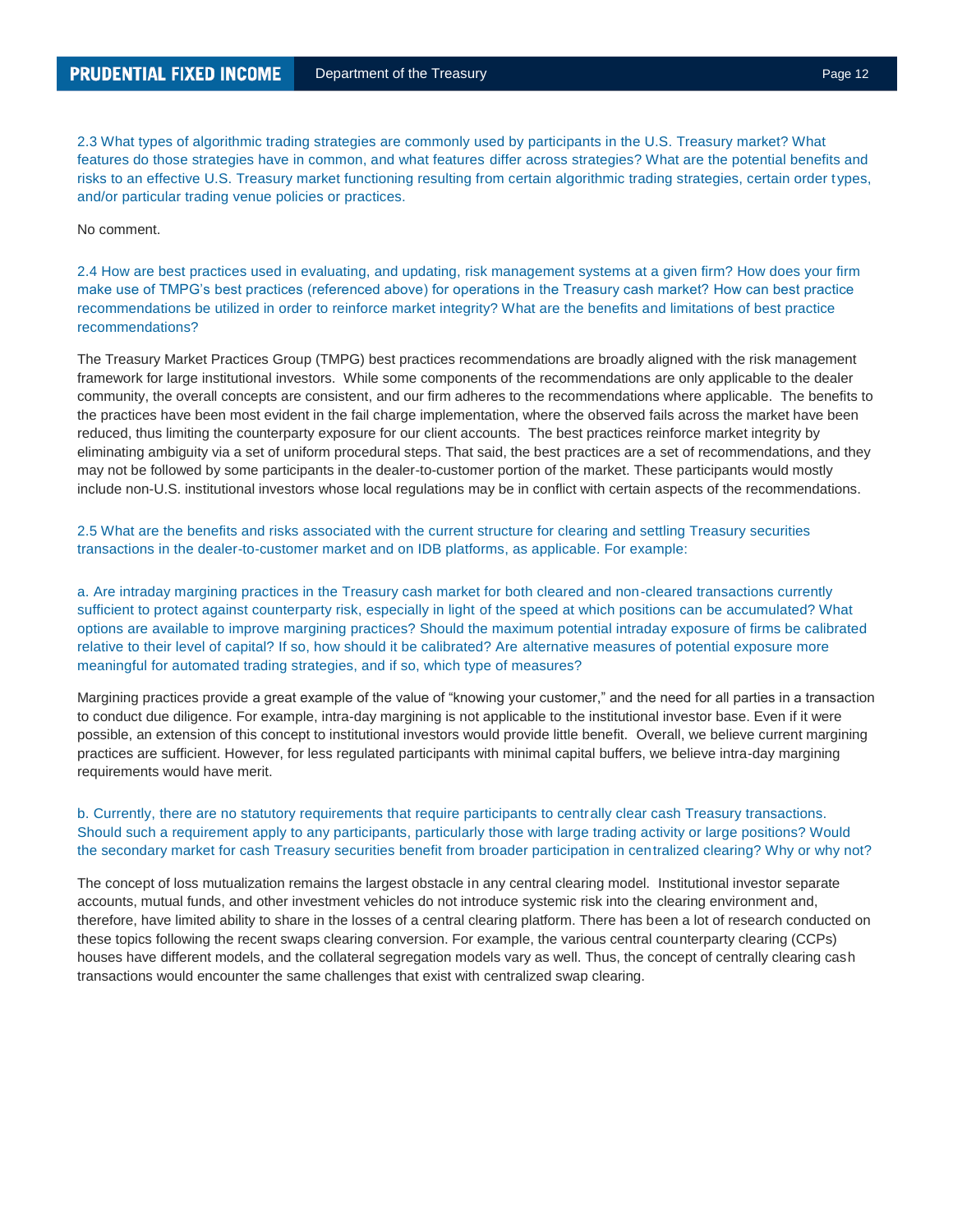2.3 What types of algorithmic trading strategies are commonly used by participants in the U.S. Treasury market? What features do those strategies have in common, and what features differ across strategies? What are the potential benefits and risks to an effective U.S. Treasury market functioning resulting from certain algorithmic trading strategies, certain order types, and/or particular trading venue policies or practices.

No comment.

2.4 How are best practices used in evaluating, and updating, risk management systems at a given firm? How does your firm make use of TMPG's best practices (referenced above) for operations in the Treasury cash market? How can best practice recommendations be utilized in order to reinforce market integrity? What are the benefits and limitations of best practice recommendations?

The Treasury Market Practices Group (TMPG) best practices recommendations are broadly aligned with the risk management framework for large institutional investors. While some components of the recommendations are only applicable to the dealer community, the overall concepts are consistent, and our firm adheres to the recommendations where applicable. The benefits to the practices have been most evident in the fail charge implementation, where the observed fails across the market have been reduced, thus limiting the counterparty exposure for our client accounts. The best practices reinforce market integrity by eliminating ambiguity via a set of uniform procedural steps. That said, the best practices are a set of recommendations, and they may not be followed by some participants in the dealer-to-customer portion of the market. These participants would mostly include non-U.S. institutional investors whose local regulations may be in conflict with certain aspects of the recommendations.

2.5 What are the benefits and risks associated with the current structure for clearing and settling Treasury securities transactions in the dealer-to-customer market and on IDB platforms, as applicable. For example:

a. Are intraday margining practices in the Treasury cash market for both cleared and non-cleared transactions currently sufficient to protect against counterparty risk, especially in light of the speed at which positions can be accumulated? What options are available to improve margining practices? Should the maximum potential intraday exposure of firms be calibrated relative to their level of capital? If so, how should it be calibrated? Are alternative measures of potential exposure more meaningful for automated trading strategies, and if so, which type of measures?

Margining practices provide a great example of the value of "knowing your customer," and the need for all parties in a transaction to conduct due diligence. For example, intra-day margining is not applicable to the institutional investor base. Even if it were possible, an extension of this concept to institutional investors would provide little benefit. Overall, we believe current margining practices are sufficient. However, for less regulated participants with minimal capital buffers, we believe intra-day margining requirements would have merit.

b. Currently, there are no statutory requirements that require participants to centrally clear cash Treasury transactions. Should such a requirement apply to any participants, particularly those with large trading activity or large positions? Would the secondary market for cash Treasury securities benefit from broader participation in centralized clearing? Why or why not?

The concept of loss mutualization remains the largest obstacle in any central clearing model. Institutional investor separate accounts, mutual funds, and other investment vehicles do not introduce systemic risk into the clearing environment and, therefore, have limited ability to share in the losses of a central clearing platform. There has been a lot of research conducted on these topics following the recent swaps clearing conversion. For example, the various central counterparty clearing (CCPs) houses have different models, and the collateral segregation models vary as well. Thus, the concept of centrally clearing cash transactions would encounter the same challenges that exist with centralized swap clearing.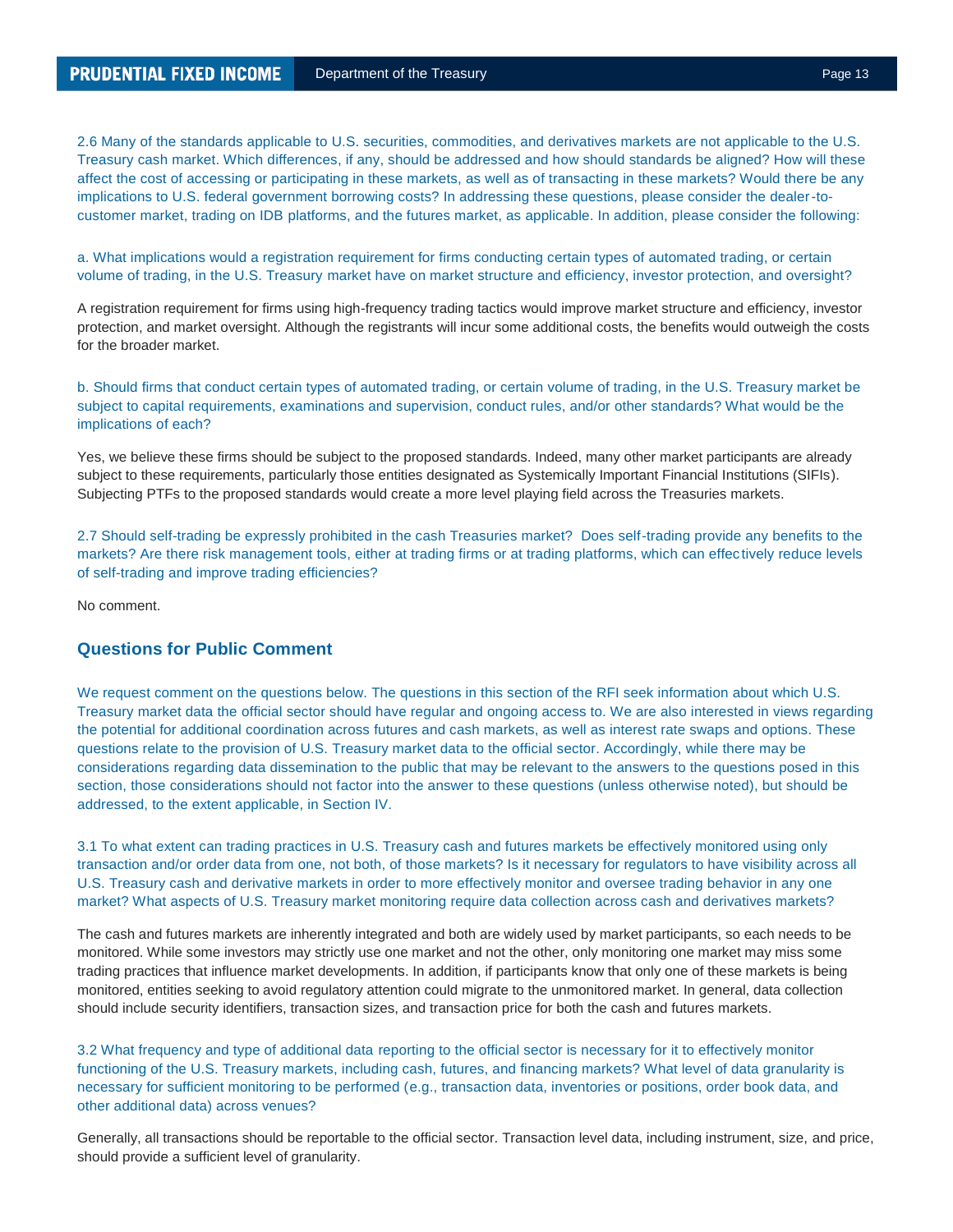2.6 Many of the standards applicable to U.S. securities, commodities, and derivatives markets are not applicable to the U.S. Treasury cash market. Which differences, if any, should be addressed and how should standards be aligned? How will these affect the cost of accessing or participating in these markets, as well as of transacting in these markets? Would there be any implications to U.S. federal government borrowing costs? In addressing these questions, please consider the dealer-to-customer market, trading on IDB platforms, and the futures market, as applicable. In addition, please consider the following:

a. What implications would a registration requirement for firms conducting certain types of automated trading, or certain volume of trading, in the U.S. Treasury market have on market structure and efficiency, investor protection, and oversight?

A registration requirement for firms using high-frequency trading tactics would improve market structure and efficiency, investor protection, and market oversight. Although the registrants will incur some additional costs, the benefits would outweigh the costs for the broader market.

b. Should firms that conduct certain types of automated trading, or certain volume of trading, in the U.S. Treasury market be subject to capital requirements, examinations and supervision, conduct rules, and/or other standards? What would be the implications of each?

Yes, we believe these firms should be subject to the proposed standards. Indeed, many other market participants are already subject to these requirements, particularly those entities designated as Systemically Important Financial Institutions (SIFIs). Subjecting PTFs to the proposed standards would create a more level playing field across the Treasuries markets.

2.7 Should self-trading be expressly prohibited in the cash Treasuries market? Does self-trading provide any benefits to the markets? Are there risk management tools, either at trading firms or at trading platforms, which can effectively reduce levels of self-trading and improve trading efficiencies?

No comment.

## Questions for Public Comment

We request comment on the questions below. The questions in this section of the RFI seek information about which U.S. Treasury market data the official sector should have regular and ongoing access to. We are also interested in views regarding the potential for additional coordination across futures and cash markets, as well as interest rate swaps and options. These questions relate to the provision of U.S. Treasury market data to the official sector. Accordingly, while there may be considerations regarding data dissemination to the public that may be relevant to the answers to the questions posed in this section, those considerations should not factor into the answer to these questions (unless otherwise noted), but should be addressed, to the extent applicable, in Section IV.

3.1 To what extent can trading practices in U.S. Treasury cash and futures markets be effectively monitored using only transaction and/or order data from one, not both, of those markets? Is it necessary for regulators to have visibility across all U.S. Treasury cash and derivative markets in order to more effectively monitor and oversee trading behavior in any one market? What aspects of U.S. Treasury market monitoring require data collection across cash and derivatives markets?

The cash and futures markets are inherently integrated and both are widely used by market participants, so each needs to be monitored. While some investors may strictly use one market and not the other, only monitoring one market may miss some trading practices that influence market developments. In addition, if participants know that only one of these markets is being monitored, entities seeking to avoid regulatory attention could migrate to the unmonitored market. In general, data collection should include security identifiers, transaction sizes, and transaction price for both the cash and futures markets.

3.2 What frequency and type of additional data reporting to the official sector is necessary for it to effectively monitor functioning of the U.S. Treasury markets, including cash, futures, and financing markets? What level of data granularity is necessary for sufficient monitoring to be performed (e.g., transaction data, inventories or positions, order book data, and other additional data) across venues?

Generally, all transactions should be reportable to the official sector. Transaction level data, including instrument, size, and price, should provide a sufficient level of granularity.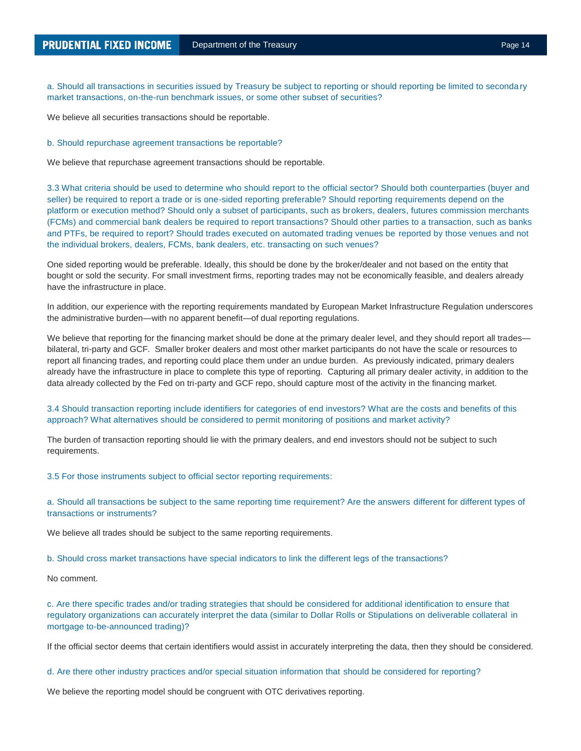a. Should all transactions in securities issued by Treasury be subject to reporting or should reporting be limited to secondary market transactions, on-the-run benchmark issues, or some other subset of securities?

We believe all securities transactions should be reportable.

b. Should repurchase agreement transactions be reportable?

We believe that repurchase agreement transactions should be reportable.

3.3 What criteria should be used to determine who should report to the official sector? Should both counterparties (buyer and seller) be required to report a trade or is one-sided reporting preferable? Should reporting requirements depend on the platform or execution method? Should only a subset of participants, such as brokers, dealers, futures commission merchants (FCMs) and commercial bank dealers be required to report transactions? Should other parties to a transaction, such as banks and PTFs, be required to report? Should trades executed on automated trading venues be reported by those venues and not the individual brokers, dealers, FCMs, bank dealers, etc. transacting on such venues?

One sided reporting would be preferable. Ideally, this should be done by the broker/dealer and not based on the entity that bought or sold the security. For small investment firms, reporting trades may not be economically feasible, and dealers already have the infrastructure in place.

In addition, our experience with the reporting requirements mandated by European Market Infrastructure Regulation underscores the administrative burden—with no apparent benefit—of dual reporting regulations.

We believe that reporting for the financing market should be done at the primary dealer level, and they should report all trades—bilateral, tri-party and GCF. Smaller broker dealers and most other market participants do not have the scale or resources to report all financing trades, and reporting could place them under an undue burden. As previously indicated, primary dealers already have the infrastructure in place to complete this type of reporting. Capturing all primary dealer activity, in addition to the data already collected by the Fed on tri-party and GCF repo, should capture most of the activity in the financing market.

3.4 Should transaction reporting include identifiers for categories of end investors? What are the costs and benefits of this approach? What alternatives should be considered to permit monitoring of positions and market activity?

The burden of transaction reporting should lie with the primary dealers, and end investors should not be subject to such requirements.

3.5 For those instruments subject to official sector reporting requirements:

a. Should all transactions be subject to the same reporting time requirement? Are the answers different for different types of transactions or instruments?

We believe all trades should be subject to the same reporting requirements.

b. Should cross market transactions have special indicators to link the different legs of the transactions?

No comment.

c. Are there specific trades and/or trading strategies that should be considered for additional identification to ensure that regulatory organizations can accurately interpret the data (similar to Dollar Rolls or Stipulations on deliverable collateral in mortgage to-be-announced trading)?

If the official sector deems that certain identifiers would assist in accurately interpreting the data, then they should be considered.

d. Are there other industry practices and/or special situation information that should be considered for reporting?

We believe the reporting model should be congruent with OTC derivatives reporting.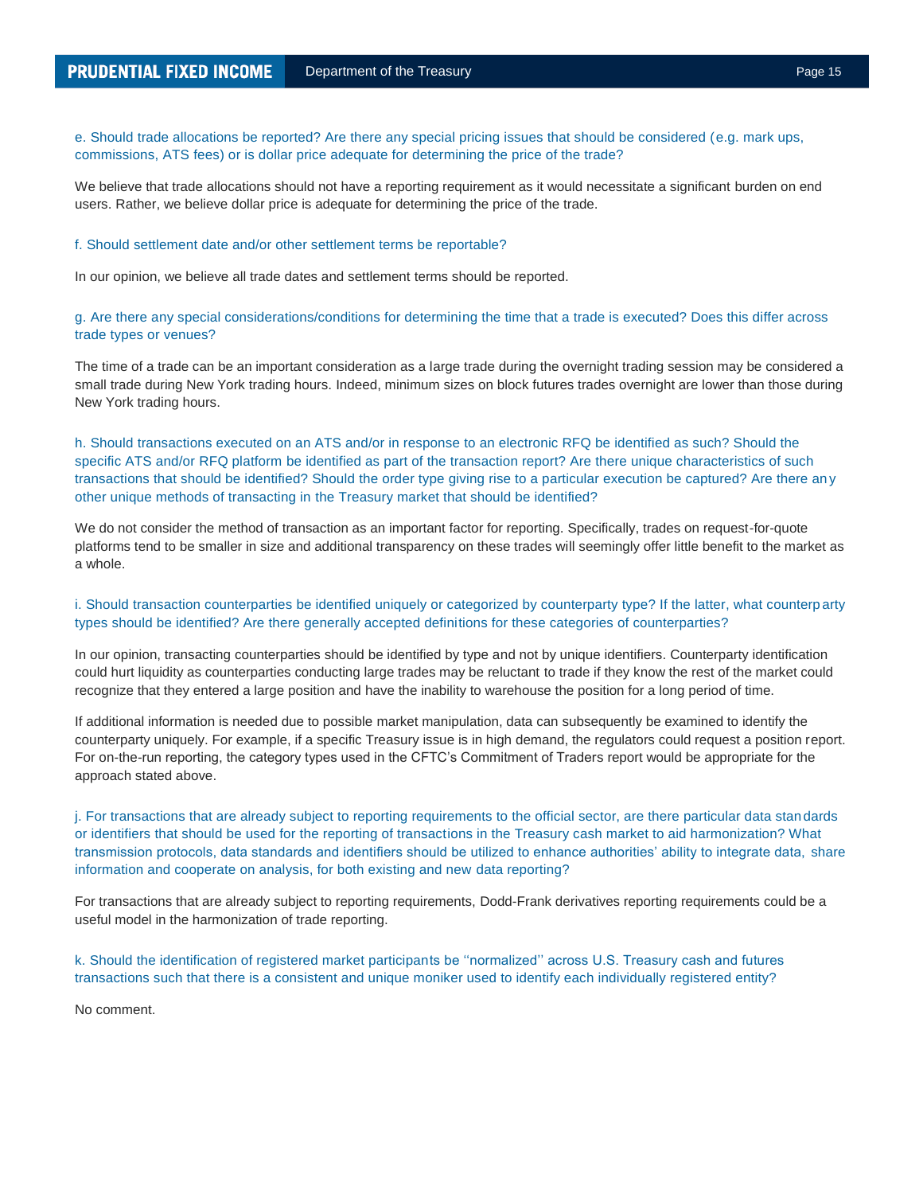e. Should trade allocations be reported? Are there any special pricing issues that should be considered (e.g. mark ups, commissions, ATS fees) or is dollar price adequate for determining the price of the trade?

We believe that trade allocations should not have a reporting requirement as it would necessitate a significant burden on end users. Rather, we believe dollar price is adequate for determining the price of the trade.

f. Should settlement date and/or other settlement terms be reportable?

In our opinion, we believe all trade dates and settlement terms should be reported.

g. Are there any special considerations/conditions for determining the time that a trade is executed? Does this differ across trade types or venues?

The time of a trade can be an important consideration as a large trade during the overnight trading session may be considered a small trade during New York trading hours. Indeed, minimum sizes on block futures trades overnight are lower than those during New York trading hours.

h. Should transactions executed on an ATS and/or in response to an electronic RFQ be identified as such? Should the specific ATS and/or RFQ platform be identified as part of the transaction report? Are there unique characteristics of such transactions that should be identified? Should the order type giving rise to a particular execution be captured? Are there any other unique methods of transacting in the Treasury market that should be identified?

We do not consider the method of transaction as an important factor for reporting. Specifically, trades on request-for-quote platforms tend to be smaller in size and additional transparency on these trades will seemingly offer little benefit to the market as a whole.

i. Should transaction counterparties be identified uniquely or categorized by counterparty type? If the latter, what counterparty types should be identified? Are there generally accepted definitions for these categories of counterparties?

In our opinion, transacting counterparties should be identified by type and not by unique identifiers. Counterparty identification could hurt liquidity as counterparties conducting large trades may be reluctant to trade if they know the rest of the market could recognize that they entered a large position and have the inability to warehouse the position for a long period of time.

If additional information is needed due to possible market manipulation, data can subsequently be examined to identify the counterparty uniquely. For example, if a specific Treasury issue is in high demand, the regulators could request a position report. For on-the-run reporting, the category types used in the CFTC's Commitment of Traders report would be appropriate for the approach stated above.

j. For transactions that are already subject to reporting requirements to the official sector, are there particular data standards or identifiers that should be used for the reporting of transactions in the Treasury cash market to aid harmonization? What transmission protocols, data standards and identifiers should be utilized to enhance authorities' ability to integrate data, share information and cooperate on analysis, for both existing and new data reporting?

For transactions that are already subject to reporting requirements, Dodd-Frank derivatives reporting requirements could be a useful model in the harmonization of trade reporting.

k. Should the identification of registered market participants be ''normalized'' across U.S. Treasury cash and futures transactions such that there is a consistent and unique moniker used to identify each individually registered entity?

No comment.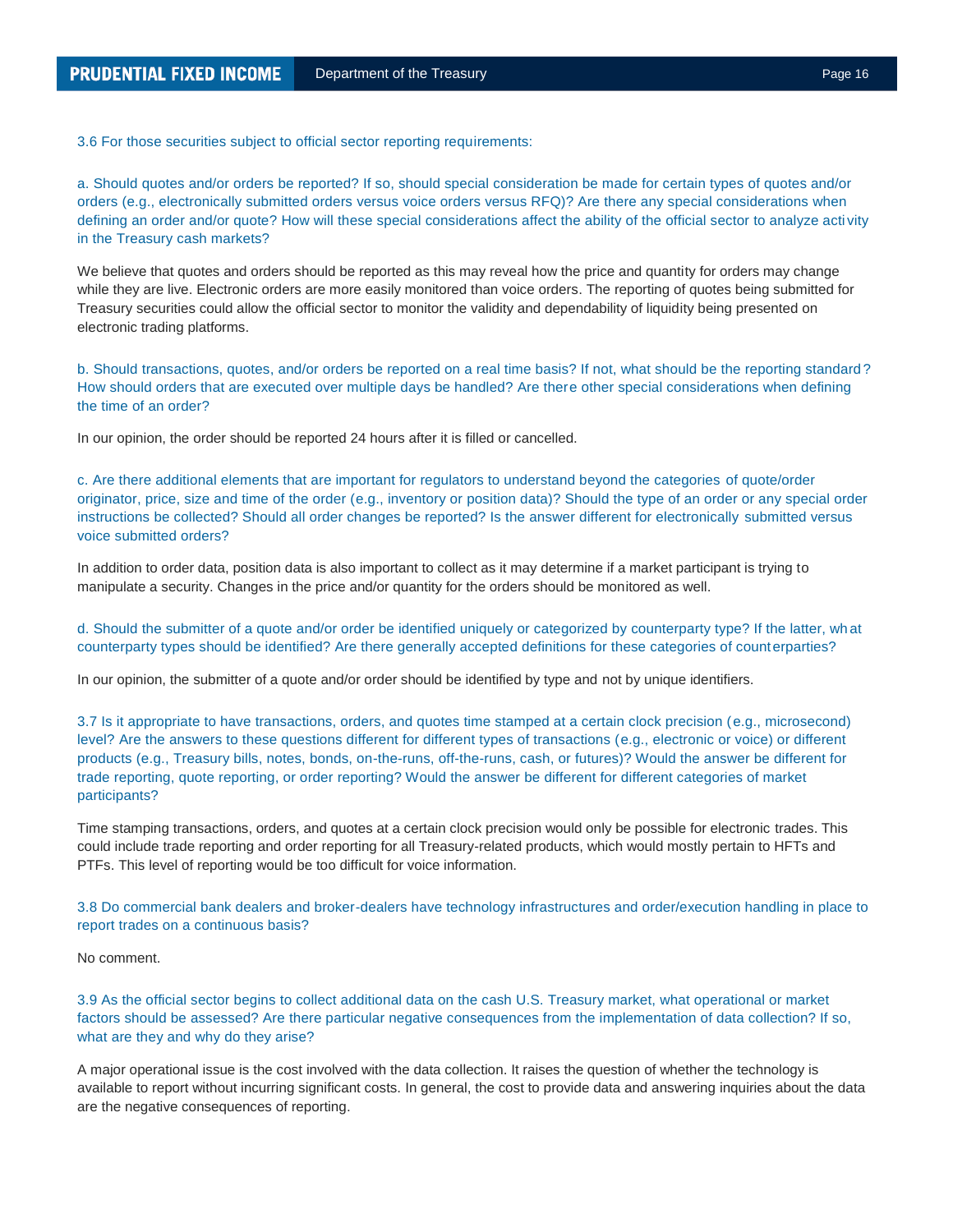3.6 For those securities subject to official sector reporting requirements:

a. Should quotes and/or orders be reported? If so, should special consideration be made for certain types of quotes and/or orders (e.g., electronically submitted orders versus voice orders versus RFQ)? Are there any special considerations when defining an order and/or quote? How will these special considerations affect the ability of the official sector to analyze activity in the Treasury cash markets?

We believe that quotes and orders should be reported as this may reveal how the price and quantity for orders may change while they are live. Electronic orders are more easily monitored than voice orders. The reporting of quotes being submitted for Treasury securities could allow the official sector to monitor the validity and dependability of liquidity being presented on electronic trading platforms.

b. Should transactions, quotes, and/or orders be reported on a real time basis? If not, what should be the reporting standard? How should orders that are executed over multiple days be handled? Are there other special considerations when defining the time of an order?

In our opinion, the order should be reported 24 hours after it is filled or cancelled.

c. Are there additional elements that are important for regulators to understand beyond the categories of quote/order originator, price, size and time of the order (e.g., inventory or position data)? Should the type of an order or any special order instructions be collected? Should all order changes be reported? Is the answer different for electronically submitted versus voice submitted orders?

In addition to order data, position data is also important to collect as it may determine if a market participant is trying to manipulate a security. Changes in the price and/or quantity for the orders should be monitored as well.

d. Should the submitter of a quote and/or order be identified uniquely or categorized by counterparty type? If the latter, what counterparty types should be identified? Are there generally accepted definitions for these categories of counterparties?

In our opinion, the submitter of a quote and/or order should be identified by type and not by unique identifiers.

3.7 Is it appropriate to have transactions, orders, and quotes time stamped at a certain clock precision (e.g., microsecond) level? Are the answers to these questions different for different types of transactions (e.g., electronic or voice) or different products (e.g., Treasury bills, notes, bonds, on-the-runs, off-the-runs, cash, or futures)? Would the answer be different for trade reporting, quote reporting, or order reporting? Would the answer be different for different categories of market participants?

Time stamping transactions, orders, and quotes at a certain clock precision would only be possible for electronic trades. This could include trade reporting and order reporting for all Treasury-related products, which would mostly pertain to HFTs and PTFs. This level of reporting would be too difficult for voice information.

3.8 Do commercial bank dealers and broker-dealers have technology infrastructures and order/execution handling in place to report trades on a continuous basis?

No comment.

3.9 As the official sector begins to collect additional data on the cash U.S. Treasury market, what operational or market factors should be assessed? Are there particular negative consequences from the implementation of data collection? If so, what are they and why do they arise?

A major operational issue is the cost involved with the data collection. It raises the question of whether the technology is available to report without incurring significant costs. In general, the cost to provide data and answering inquiries about the data are the negative consequences of reporting.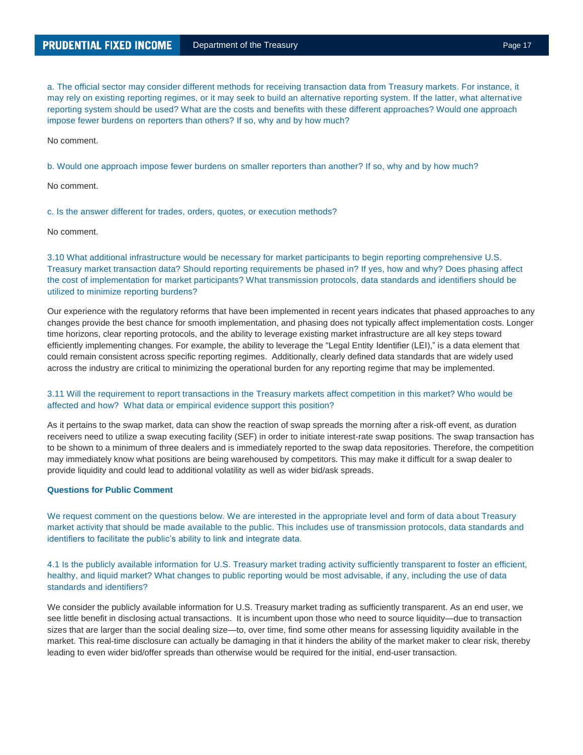a. The official sector may consider different methods for receiving transaction data from Treasury markets. For instance, it may rely on existing reporting regimes, or it may seek to build an alternative reporting system. If the latter, what alternative reporting system should be used? What are the costs and benefits with these different approaches? Would one approach impose fewer burdens on reporters than others? If so, why and by how much?

No comment.

b. Would one approach impose fewer burdens on smaller reporters than another? If so, why and by how much?

No comment.

c. Is the answer different for trades, orders, quotes, or execution methods?

No comment.

3.10 What additional infrastructure would be necessary for market participants to begin reporting comprehensive U.S. Treasury market transaction data? Should reporting requirements be phased in? If yes, how and why? Does phasing affect the cost of implementation for market participants? What transmission protocols, data standards and identifiers should be utilized to minimize reporting burdens?

Our experience with the regulatory reforms that have been implemented in recent years indicates that phased approaches to any changes provide the best chance for smooth implementation, and phasing does not typically affect implementation costs. Longer time horizons, clear reporting protocols, and the ability to leverage existing market infrastructure are all key steps toward efficiently implementing changes. For example, the ability to leverage the "Legal Entity Identifier (LEI)," is a data element that could remain consistent across specific reporting regimes. Additionally, clearly defined data standards that are widely used across the industry are critical to minimizing the operational burden for any reporting regime that may be implemented.

3.11 Will the requirement to report transactions in the Treasury markets affect competition in this market? Who would be affected and how? What data or empirical evidence support this position?

As it pertains to the swap market, data can show the reaction of swap spreads the morning after a risk-off event, as duration receivers need to utilize a swap executing facility (SEF) in order to initiate interest-rate swap positions. The swap transaction has to be shown to a minimum of three dealers and is immediately reported to the swap data repositories. Therefore, the competition may immediately know what positions are being warehoused by competitors. This may make it difficult for a swap dealer to provide liquidity and could lead to additional volatility as well as wider bid/ask spreads.

**Questions for Public Comment**

We request comment on the questions below. We are interested in the appropriate level and form of data about Treasury market activity that should be made available to the public. This includes use of transmission protocols, data standards and identifiers to facilitate the public's ability to link and integrate data.

4.1 Is the publicly available information for U.S. Treasury market trading activity sufficiently transparent to foster an efficient, healthy, and liquid market? What changes to public reporting would be most advisable, if any, including the use of data standards and identifiers?

We consider the publicly available information for U.S. Treasury market trading as sufficiently transparent. As an end user, we see little benefit in disclosing actual transactions. It is incumbent upon those who need to source liquidity—due to transaction sizes that are larger than the social dealing size—to, over time, find some other means for assessing liquidity available in the market. This real-time disclosure can actually be damaging in that it hinders the ability of the market maker to clear risk, thereby leading to even wider bid/offer spreads than otherwise would be required for the initial, end-user transaction.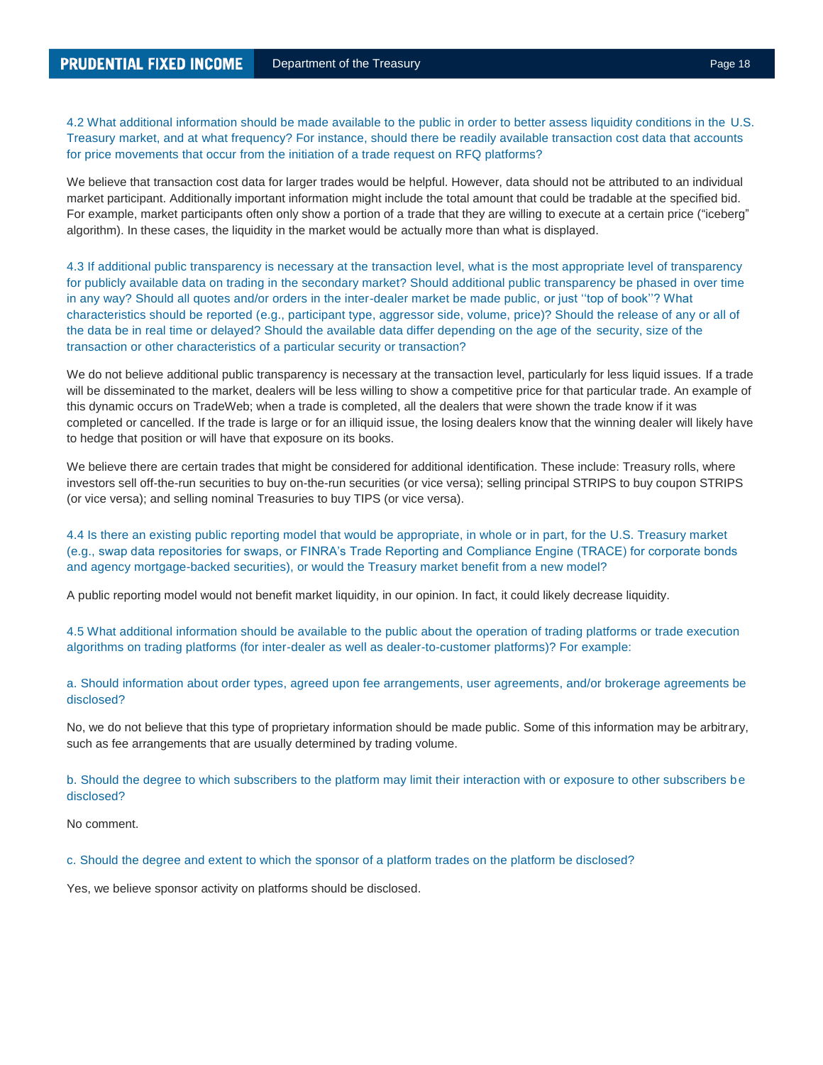4.2 What additional information should be made available to the public in order to better assess liquidity conditions in the U.S. Treasury market, and at what frequency? For instance, should there be readily available transaction cost data that accounts for price movements that occur from the initiation of a trade request on RFQ platforms?

We believe that transaction cost data for larger trades would be helpful. However, data should not be attributed to an individual market participant. Additionally important information might include the total amount that could be tradable at the specified bid. For example, market participants often only show a portion of a trade that they are willing to execute at a certain price ("iceberg" algorithm). In these cases, the liquidity in the market would be actually more than what is displayed.

4.3 If additional public transparency is necessary at the transaction level, what is the most appropriate level of transparency for publicly available data on trading in the secondary market? Should additional public transparency be phased in over time in any way? Should all quotes and/or orders in the inter-dealer market be made public, or just ''top of book''? What characteristics should be reported (e.g., participant type, aggressor side, volume, price)? Should the release of any or all of the data be in real time or delayed? Should the available data differ depending on the age of the security, size of the transaction or other characteristics of a particular security or transaction?

We do not believe additional public transparency is necessary at the transaction level, particularly for less liquid issues. If a trade will be disseminated to the market, dealers will be less willing to show a competitive price for that particular trade. An example of this dynamic occurs on TradeWeb; when a trade is completed, all the dealers that were shown the trade know if it was completed or cancelled. If the trade is large or for an illiquid issue, the losing dealers know that the winning dealer will likely have to hedge that position or will have that exposure on its books.

We believe there are certain trades that might be considered for additional identification. These include: Treasury rolls, where investors sell off-the-run securities to buy on-the-run securities (or vice versa); selling principal STRIPS to buy coupon STRIPS (or vice versa); and selling nominal Treasuries to buy TIPS (or vice versa).

4.4 Is there an existing public reporting model that would be appropriate, in whole or in part, for the U.S. Treasury market (e.g., swap data repositories for swaps, or FINRA's Trade Reporting and Compliance Engine (TRACE) for corporate bonds and agency mortgage-backed securities), or would the Treasury market benefit from a new model?

A public reporting model would not benefit market liquidity, in our opinion. In fact, it could likely decrease liquidity.

4.5 What additional information should be available to the public about the operation of trading platforms or trade execution algorithms on trading platforms (for inter-dealer as well as dealer-to-customer platforms)? For example:

a. Should information about order types, agreed upon fee arrangements, user agreements, and/or brokerage agreements be disclosed?

No, we do not believe that this type of proprietary information should be made public. Some of this information may be arbitrary, such as fee arrangements that are usually determined by trading volume.

b. Should the degree to which subscribers to the platform may limit their interaction with or exposure to other subscribers be disclosed?

No comment.

c. Should the degree and extent to which the sponsor of a platform trades on the platform be disclosed?

Yes, we believe sponsor activity on platforms should be disclosed.